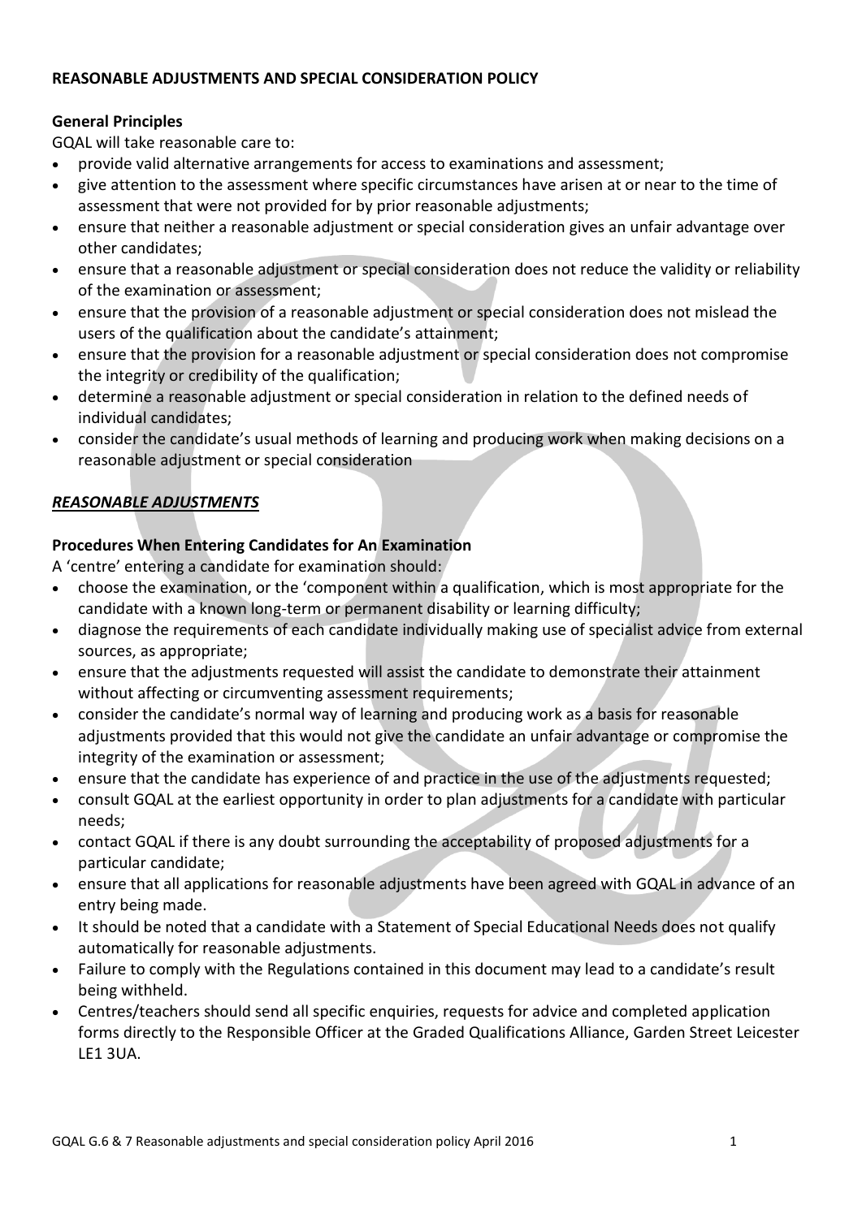# REASONABLE ADJUSTMENTS AND SPECIAL CONSIDERATION POLICY

## General Principles

GQAL will take reasonable care to:

- provide valid alternative arrangements for access to examinations and assessment;
- give attention to the assessment where specific circumstances have arisen at or near to the time of assessment that were not provided for by prior reasonable adjustments;
- ensure that neither a reasonable adjustment or special consideration gives an unfair advantage over other candidates;
- ensure that a reasonable adjustment or special consideration does not reduce the validity or reliability of the examination or assessment;
- ensure that the provision of a reasonable adjustment or special consideration does not mislead the users of the qualification about the candidate's attainment;
- ensure that the provision for a reasonable adjustment or special consideration does not compromise the integrity or credibility of the qualification;
- determine a reasonable adjustment or special consideration in relation to the defined needs of individual candidates;
- consider the candidate's usual methods of learning and producing work when making decisions on a reasonable adjustment or special consideration

## ***REASONABLE ADJUSTMENTS***

### Procedures When Entering Candidates for An Examination

A 'centre' entering a candidate for examination should:

- choose the examination, or the 'component within a qualification, which is most appropriate for the candidate with a known long-term or permanent disability or learning difficulty;
- diagnose the requirements of each candidate individually making use of specialist advice from external sources, as appropriate;
- ensure that the adjustments requested will assist the candidate to demonstrate their attainment without affecting or circumventing assessment requirements;
- consider the candidate's normal way of learning and producing work as a basis for reasonable adjustments provided that this would not give the candidate an unfair advantage or compromise the integrity of the examination or assessment;
- ensure that the candidate has experience of and practice in the use of the adjustments requested;
- consult GQAL at the earliest opportunity in order to plan adjustments for a candidate with particular needs;
- contact GQAL if there is any doubt surrounding the acceptability of proposed adjustments for a particular candidate;
- ensure that all applications for reasonable adjustments have been agreed with GQAL in advance of an entry being made.
- It should be noted that a candidate with a Statement of Special Educational Needs does not qualify automatically for reasonable adjustments.
- Failure to comply with the Regulations contained in this document may lead to a candidate's result being withheld.
- Centres/teachers should send all specific enquiries, requests for advice and completed application forms directly to the Responsible Officer at the Graded Qualifications Alliance, Garden Street Leicester LE1 3UA.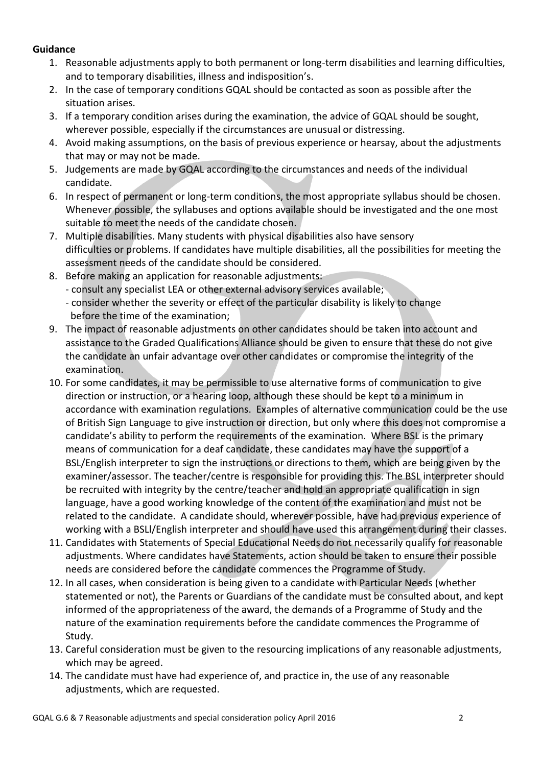**Guidance**

1. Reasonable adjustments apply to both permanent or long-term disabilities and learning difficulties, and to temporary disabilities, illness and indisposition's.
2. In the case of temporary conditions GQAL should be contacted as soon as possible after the situation arises.
3. If a temporary condition arises during the examination, the advice of GQAL should be sought, wherever possible, especially if the circumstances are unusual or distressing.
4. Avoid making assumptions, on the basis of previous experience or hearsay, about the adjustments that may or may not be made.
5. Judgements are made by GQAL according to the circumstances and needs of the individual candidate.
6. In respect of permanent or long-term conditions, the most appropriate syllabus should be chosen. Whenever possible, the syllabuses and options available should be investigated and the one most suitable to meet the needs of the candidate chosen.
7. Multiple disabilities. Many students with physical disabilities also have sensory difficulties or problems. If candidates have multiple disabilities, all the possibilities for meeting the assessment needs of the candidate should be considered.
8. Before making an application for reasonable adjustments:
   - consult any specialist LEA or other external advisory services available;
   - consider whether the severity or effect of the particular disability is likely to change before the time of the examination;
9. The impact of reasonable adjustments on other candidates should be taken into account and assistance to the Graded Qualifications Alliance should be given to ensure that these do not give the candidate an unfair advantage over other candidates or compromise the integrity of the examination.
10. For some candidates, it may be permissible to use alternative forms of communication to give direction or instruction, or a hearing loop, although these should be kept to a minimum in accordance with examination regulations. Examples of alternative communication could be the use of British Sign Language to give instruction or direction, but only where this does not compromise a candidate's ability to perform the requirements of the examination. Where BSL is the primary means of communication for a deaf candidate, these candidates may have the support of a BSL/English interpreter to sign the instructions or directions to them, which are being given by the examiner/assessor. The teacher/centre is responsible for providing this. The BSL interpreter should be recruited with integrity by the centre/teacher and hold an appropriate qualification in sign language, have a good working knowledge of the content of the examination and must not be related to the candidate. A candidate should, wherever possible, have had previous experience of working with a BSLI/English interpreter and should have used this arrangement during their classes.
11. Candidates with Statements of Special Educational Needs do not necessarily qualify for reasonable adjustments. Where candidates have Statements, action should be taken to ensure their possible needs are considered before the candidate commences the Programme of Study.
12. In all cases, when consideration is being given to a candidate with Particular Needs (whether statemented or not), the Parents or Guardians of the candidate must be consulted about, and kept informed of the appropriateness of the award, the demands of a Programme of Study and the nature of the examination requirements before the candidate commences the Programme of Study.
13. Careful consideration must be given to the resourcing implications of any reasonable adjustments, which may be agreed.
14. The candidate must have had experience of, and practice in, the use of any reasonable adjustments, which are requested.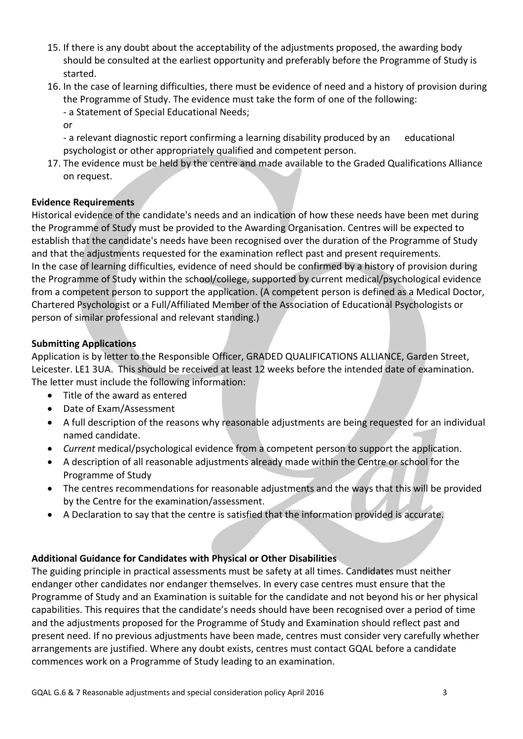15. If there is any doubt about the acceptability of the adjustments proposed, the awarding body should be consulted at the earliest opportunity and preferably before the Programme of Study is started.
16. In the case of learning difficulties, there must be evidence of need and a history of provision during the Programme of Study. The evidence must take the form of one of the following:
    - a Statement of Special Educational Needs;
    
    or
    
    - a relevant diagnostic report confirming a learning disability produced by an educational psychologist or other appropriately qualified and competent person.
17. The evidence must be held by the centre and made available to the Graded Qualifications Alliance on request.

**Evidence Requirements**

Historical evidence of the candidate's needs and an indication of how these needs have been met during the Programme of Study must be provided to the Awarding Organisation. Centres will be expected to establish that the candidate's needs have been recognised over the duration of the Programme of Study and that the adjustments requested for the examination reflect past and present requirements.
In the case of learning difficulties, evidence of need should be confirmed by a history of provision during the Programme of Study within the school/college, supported by current medical/psychological evidence from a competent person to support the application. (A competent person is defined as a Medical Doctor, Chartered Psychologist or a Full/Affiliated Member of the Association of Educational Psychologists or person of similar professional and relevant standing.)

**Submitting Applications**

Application is by letter to the Responsible Officer, GRADED QUALIFICATIONS ALLIANCE, Garden Street, Leicester. LE1 3UA. This should be received at least 12 weeks before the intended date of examination. The letter must include the following information:

- Title of the award as entered
- Date of Exam/Assessment
- A full description of the reasons why reasonable adjustments are being requested for an individual named candidate.
- *Current* medical/psychological evidence from a competent person to support the application.
- A description of all reasonable adjustments already made within the Centre or school for the Programme of Study
- The centres recommendations for reasonable adjustments and the ways that this will be provided by the Centre for the examination/assessment.
- A Declaration to say that the centre is satisfied that the information provided is accurate.

**Additional Guidance for Candidates with Physical or Other Disabilities**

The guiding principle in practical assessments must be safety at all times. Candidates must neither endanger other candidates nor endanger themselves. In every case centres must ensure that the Programme of Study and an Examination is suitable for the candidate and not beyond his or her physical capabilities. This requires that the candidate's needs should have been recognised over a period of time and the adjustments proposed for the Programme of Study and Examination should reflect past and present need. If no previous adjustments have been made, centres must consider very carefully whether arrangements are justified. Where any doubt exists, centres must contact GQAL before a candidate commences work on a Programme of Study leading to an examination.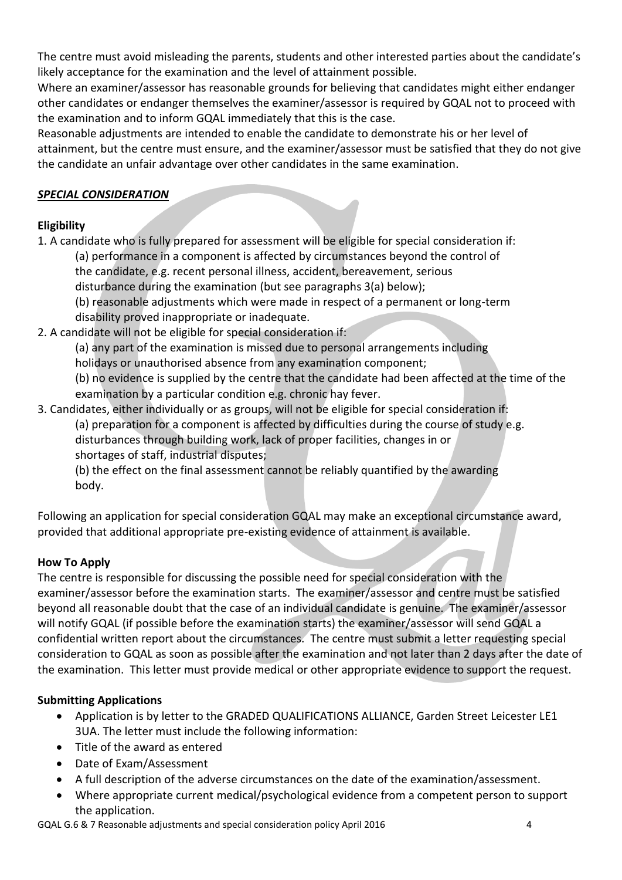The centre must avoid misleading the parents, students and other interested parties about the candidate's likely acceptance for the examination and the level of attainment possible.

Where an examiner/assessor has reasonable grounds for believing that candidates might either endanger other candidates or endanger themselves the examiner/assessor is required by GQAL not to proceed with the examination and to inform GQAL immediately that this is the case.

Reasonable adjustments are intended to enable the candidate to demonstrate his or her level of attainment, but the centre must ensure, and the examiner/assessor must be satisfied that they do not give the candidate an unfair advantage over other candidates in the same examination.

## ***SPECIAL CONSIDERATION***

### Eligibility

1. A candidate who is fully prepared for assessment will be eligible for special consideration if:
   (a) performance in a component is affected by circumstances beyond the control of the candidate, e.g. recent personal illness, accident, bereavement, serious disturbance during the examination (but see paragraphs 3(a) below);
   (b) reasonable adjustments which were made in respect of a permanent or long-term disability proved inappropriate or inadequate.
2. A candidate will not be eligible for special consideration if:
   (a) any part of the examination is missed due to personal arrangements including holidays or unauthorised absence from any examination component;
   (b) no evidence is supplied by the centre that the candidate had been affected at the time of the examination by a particular condition e.g. chronic hay fever.
3. Candidates, either individually or as groups, will not be eligible for special consideration if:
   (a) preparation for a component is affected by difficulties during the course of study e.g. disturbances through building work, lack of proper facilities, changes in or shortages of staff, industrial disputes;
   (b) the effect on the final assessment cannot be reliably quantified by the awarding body.

Following an application for special consideration GQAL may make an exceptional circumstance award, provided that additional appropriate pre-existing evidence of attainment is available.

### How To Apply

The centre is responsible for discussing the possible need for special consideration with the examiner/assessor before the examination starts. The examiner/assessor and centre must be satisfied beyond all reasonable doubt that the case of an individual candidate is genuine. The examiner/assessor will notify GQAL (if possible before the examination starts) the examiner/assessor will send GQAL a confidential written report about the circumstances. The centre must submit a letter requesting special consideration to GQAL as soon as possible after the examination and not later than 2 days after the date of the examination. This letter must provide medical or other appropriate evidence to support the request.

### Submitting Applications

- Application is by letter to the GRADED QUALIFICATIONS ALLIANCE, Garden Street Leicester LE1 3UA. The letter must include the following information:
- Title of the award as entered
- Date of Exam/Assessment
- A full description of the adverse circumstances on the date of the examination/assessment.
- Where appropriate current medical/psychological evidence from a competent person to support the application.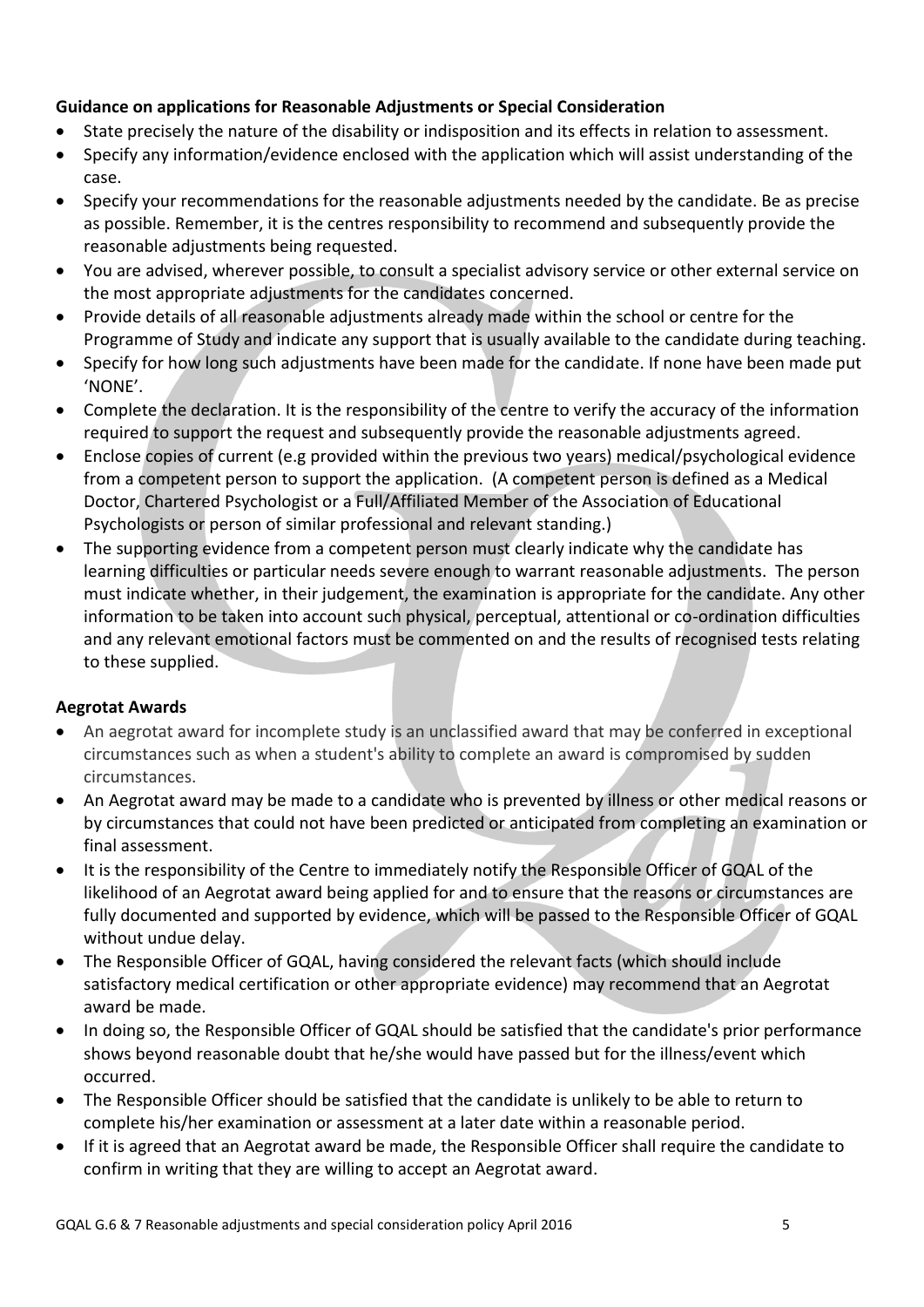**Guidance on applications for Reasonable Adjustments or Special Consideration**

- State precisely the nature of the disability or indisposition and its effects in relation to assessment.
- Specify any information/evidence enclosed with the application which will assist understanding of the case.
- Specify your recommendations for the reasonable adjustments needed by the candidate. Be as precise as possible. Remember, it is the centres responsibility to recommend and subsequently provide the reasonable adjustments being requested.
- You are advised, wherever possible, to consult a specialist advisory service or other external service on the most appropriate adjustments for the candidates concerned.
- Provide details of all reasonable adjustments already made within the school or centre for the Programme of Study and indicate any support that is usually available to the candidate during teaching.
- Specify for how long such adjustments have been made for the candidate. If none have been made put 'NONE'.
- Complete the declaration. It is the responsibility of the centre to verify the accuracy of the information required to support the request and subsequently provide the reasonable adjustments agreed.
- Enclose copies of current (e.g provided within the previous two years) medical/psychological evidence from a competent person to support the application. (A competent person is defined as a Medical Doctor, Chartered Psychologist or a Full/Affiliated Member of the Association of Educational Psychologists or person of similar professional and relevant standing.)
- The supporting evidence from a competent person must clearly indicate why the candidate has learning difficulties or particular needs severe enough to warrant reasonable adjustments. The person must indicate whether, in their judgement, the examination is appropriate for the candidate. Any other information to be taken into account such physical, perceptual, attentional or co-ordination difficulties and any relevant emotional factors must be commented on and the results of recognised tests relating to these supplied.

**Aegrotat Awards**

- An aegrotat award for incomplete study is an unclassified award that may be conferred in exceptional circumstances such as when a student's ability to complete an award is compromised by sudden circumstances.
- An Aegrotat award may be made to a candidate who is prevented by illness or other medical reasons or by circumstances that could not have been predicted or anticipated from completing an examination or final assessment.
- It is the responsibility of the Centre to immediately notify the Responsible Officer of GQAL of the likelihood of an Aegrotat award being applied for and to ensure that the reasons or circumstances are fully documented and supported by evidence, which will be passed to the Responsible Officer of GQAL without undue delay.
- The Responsible Officer of GQAL, having considered the relevant facts (which should include satisfactory medical certification or other appropriate evidence) may recommend that an Aegrotat award be made.
- In doing so, the Responsible Officer of GQAL should be satisfied that the candidate's prior performance shows beyond reasonable doubt that he/she would have passed but for the illness/event which occurred.
- The Responsible Officer should be satisfied that the candidate is unlikely to be able to return to complete his/her examination or assessment at a later date within a reasonable period.
- If it is agreed that an Aegrotat award be made, the Responsible Officer shall require the candidate to confirm in writing that they are willing to accept an Aegrotat award.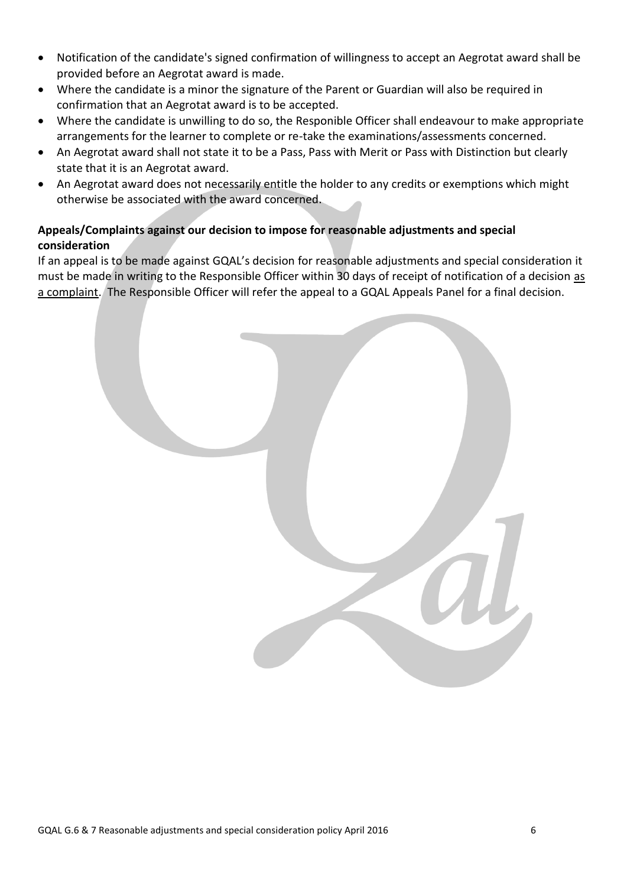- Notification of the candidate's signed confirmation of willingness to accept an Aegrotat award shall be provided before an Aegrotat award is made.
- Where the candidate is a minor the signature of the Parent or Guardian will also be required in confirmation that an Aegrotat award is to be accepted.
- Where the candidate is unwilling to do so, the Responible Officer shall endeavour to make appropriate arrangements for the learner to complete or re-take the examinations/assessments concerned.
- An Aegrotat award shall not state it to be a Pass, Pass with Merit or Pass with Distinction but clearly state that it is an Aegrotat award.
- An Aegrotat award does not necessarily entitle the holder to any credits or exemptions which might otherwise be associated with the award concerned.

**Appeals/Complaints against our decision to impose for reasonable adjustments and special consideration**

If an appeal is to be made against GQAL's decision for reasonable adjustments and special consideration it must be made in writing to the Responsible Officer within 30 days of receipt of notification of a decision as a complaint. The Responsible Officer will refer the appeal to a GQAL Appeals Panel for a final decision.